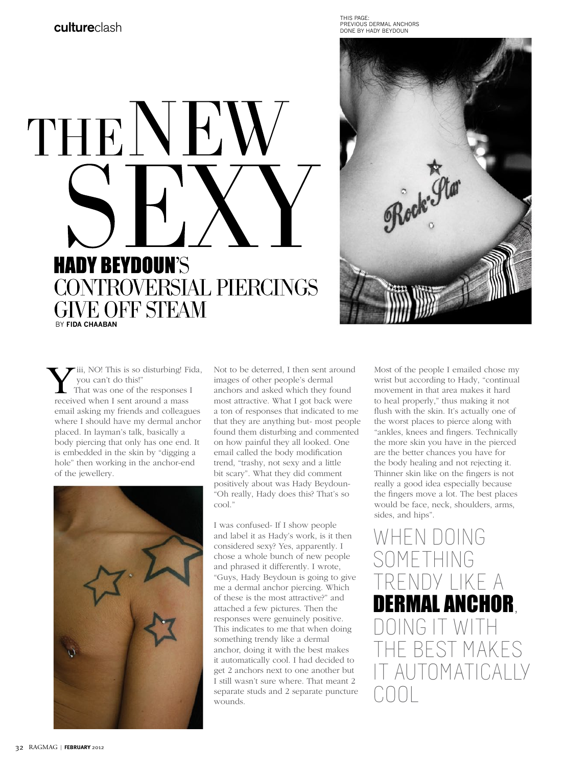# THE NEW SEXY

## HADY BEYDOUN'S CONTROVERSIAL PIERCINGS GIVE OFF STEAM

BY **FIDA CHAABAN**

THIS PAGE: PREVIOUS DERMAL ANCHORS DONE BY HADY BEYDOUN

"Yiii, NO! This is so disturbing! Fida, you can't do this!"

That was one of the responses I received when I sent around a mass email asking my friends and colleagues where I should have my dermal anchor placed. In layman's talk, basically a body piercing that only has one end. It is embedded in the skin by "digging a hole" then working in the anchor-end of the jewellery.

Not to be deterred, I then sent around images of other people's dermal anchors and asked which they found most attractive. What I got back were a ton of responses that indicated to me that they are anything but- most people found them disturbing and commented on how painful they all looked. One email called the body modification trend, "trashy, not sexy and a little bit scary". What they did comment positively about was Hady Beydoun- "Oh really, Hady does this? That's so cool."

I was confused- If I show people and label it as Hady's work, is it then considered sexy? Yes, apparently. I chose a whole bunch of new people and phrased it differently. I wrote, "Guys, Hady Beydoun is going to give me a dermal anchor piercing. Which of these is the most attractive?" and attached a few pictures. Then the responses were genuinely positive. This indicates to me that when doing something trendy like a dermal anchor, doing it with the best makes it automatically cool. I had decided to get 2 anchors next to one another but I still wasn't sure where. That meant 2 separate studs and 2 separate puncture wounds.

Most of the people I emailed chose my wrist but according to Hady, "continual movement in that area makes it hard to heal properly," thus making it not flush with the skin. It's actually one of the worst places to pierce along with "ankles, knees and fingers. Technically the more skin you have in the pierced are the better chances you have for the body healing and not rejecting it. Thinner skin like on the fingers is not really a good idea especially because the fingers move a lot. The best places would be face, neck, shoulders, arms, sides, and hips".

> WHEN DOING SOMETHING TRENDY LIKE A **DERMAL ANCHOR**, DOING IT WITH THE BEST MAKES IT AUTOMATICALLY COOL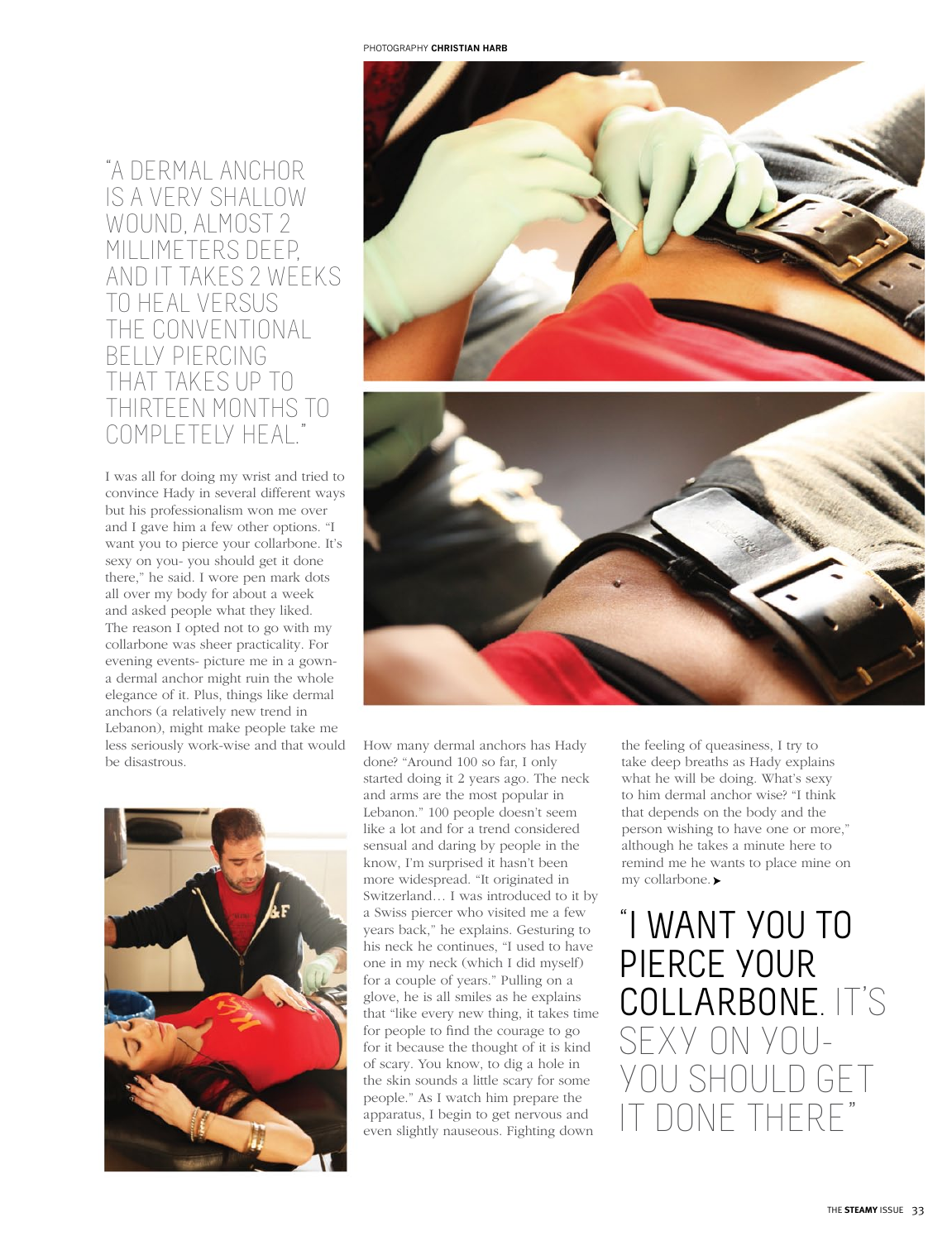PHOTOGRAPHY **CHRISTIAN HARB**

> "A DERMAL ANCHOR IS A VERY SHALLOW WOUND, ALMOST 2 MILLIMETERS DEEP, AND IT TAKES 2 WEEKS TO HEAL VERSUS THE CONVENTIONAL BELLY PIERCING THAT TAKES UP TO THIRTEEN MONTHS TO COMPLETELY HEAL."

I was all for doing my wrist and tried to convince Hady in several different ways but his professionalism won me over and I gave him a few other options. "I want you to pierce your collarbone. It's sexy on you- you should get it done there," he said. I wore pen mark dots all over my body for about a week and asked people what they liked. The reason I opted not to go with my collarbone was sheer practicality. For evening events- picture me in a gown- a dermal anchor might ruin the whole elegance of it. Plus, things like dermal anchors (a relatively new trend in Lebanon), might make people take me less seriously work-wise and that would be disastrous.

How many dermal anchors has Hady done? "Around 100 so far, I only started doing it 2 years ago. The neck and arms are the most popular in Lebanon." 100 people doesn't seem like a lot and for a trend considered sensual and daring by people in the know, I'm surprised it hasn't been more widespread. "It originated in Switzerland… I was introduced to it by a Swiss piercer who visited me a few years back," he explains. Gesturing to his neck he continues, "I used to have one in my neck (which I did myself) for a couple of years." Pulling on a glove, he is all smiles as he explains that "like every new thing, it takes time for people to find the courage to go for it because the thought of it is kind of scary. You know, to dig a hole in the skin sounds a little scary for some people." As I watch him prepare the apparatus, I begin to get nervous and even slightly nauseous. Fighting down the feeling of queasiness, I try to take deep breaths as Hady explains what he will be doing. What's sexy to him dermal anchor wise? "I think that depends on the body and the person wishing to have one or more," although he takes a minute here to remind me he wants to place mine on my collarbone. ▶

> "I WANT YOU TO PIERCE YOUR COLLARBONE. IT'S SEXY ON YOU- YOU SHOULD GET IT DONE THERE"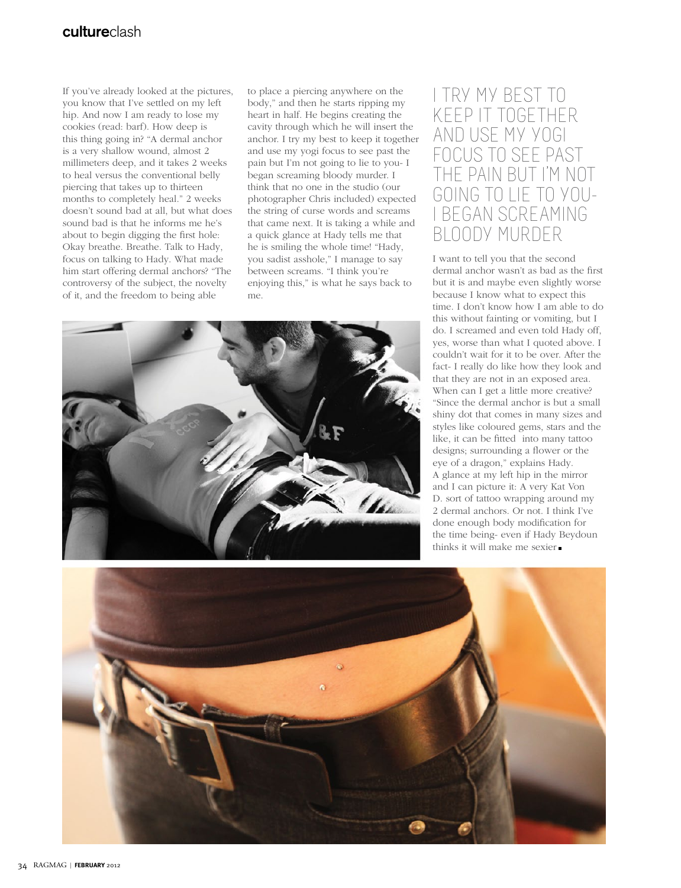If you've already looked at the pictures, you know that I've settled on my left hip. And now I am ready to lose my cookies (read: barf). How deep is this thing going in? "A dermal anchor is a very shallow wound, almost 2 millimeters deep, and it takes 2 weeks to heal versus the conventional belly piercing that takes up to thirteen months to completely heal." 2 weeks doesn't sound bad at all, but what does sound bad is that he informs me he's about to begin digging the first hole: Okay breathe. Breathe. Talk to Hady, focus on talking to Hady. What made him start offering dermal anchors? "The controversy of the subject, the novelty of it, and the freedom to being able to place a piercing anywhere on the body," and then he starts ripping my heart in half. He begins creating the cavity through which he will insert the anchor. I try my best to keep it together and use my yogi focus to see past the pain but I'm not going to lie to you- I began screaming bloody murder. I think that no one in the studio (our photographer Chris included) expected the string of curse words and screams that came next. It is taking a while and a quick glance at Hady tells me that he is smiling the whole time! "Hady, you sadist asshole," I manage to say between screams. "I think you're enjoying this," is what he says back to me.

## I TRY MY BEST TO KEEP IT TOGETHER AND USE MY YOGI FOCUS TO SEE PAST THE PAIN BUT I'M NOT GOING TO LIE TO YOU- I BEGAN SCREAMING BLOODY MURDER

I want to tell you that the second dermal anchor wasn't as bad as the first but it is and maybe even slightly worse because I know what to expect this time. I don't know how I am able to do this without fainting or vomiting, but I do. I screamed and even told Hady off, yes, worse than what I quoted above. I couldn't wait for it to be over. After the fact- I really do like how they look and that they are not in an exposed area. When can I get a little more creative? "Since the dermal anchor is but a small shiny dot that comes in many sizes and styles like coloured gems, stars and the like, it can be fitted into many tattoo designs; surrounding a flower or the eye of a dragon," explains Hady. A glance at my left hip in the mirror and I can picture it: A very Kat Von D. sort of tattoo wrapping around my 2 dermal anchors. Or not. I think I've done enough body modification for the time being- even if Hady Beydoun thinks it will make me sexier ■